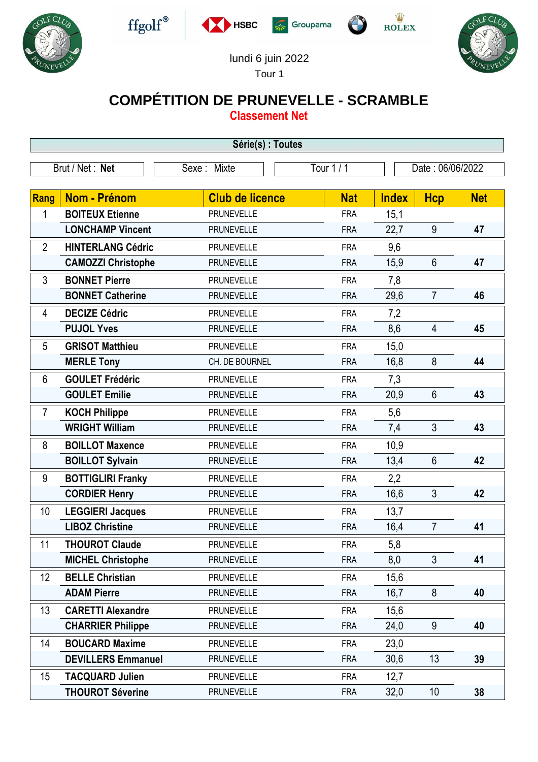lundi 6 juin 2022

Tour 1

# COMPÉTITION DE PRUNEVELLE - SCRAMBLE

## Classement Net

**Série(s) : Toutes**

Brut / Net : **Net** | Sexe : Mixte | Tour 1 / 1 | Date : 06/06/2022

| Rang | Nom - Prénom | Club de licence | Nat | Index | Hcp | Net |
|---|---|---|---|---|---|---|
| 1 | **BOITEUX Etienne** | PRUNEVELLE | FRA | 15,1 | | |
| | **LONCHAMP Vincent** | PRUNEVELLE | FRA | 22,7 | 9 | **47** |
| 2 | **HINTERLANG Cédric** | PRUNEVELLE | FRA | 9,6 | | |
| | **CAMOZZI Christophe** | PRUNEVELLE | FRA | 15,9 | 6 | **47** |
| 3 | **BONNET Pierre** | PRUNEVELLE | FRA | 7,8 | | |
| | **BONNET Catherine** | PRUNEVELLE | FRA | 29,6 | 7 | **46** |
| 4 | **DECIZE Cédric** | PRUNEVELLE | FRA | 7,2 | | |
| | **PUJOL Yves** | PRUNEVELLE | FRA | 8,6 | 4 | **45** |
| 5 | **GRISOT Matthieu** | PRUNEVELLE | FRA | 15,0 | | |
| | **MERLE Tony** | CH. DE BOURNEL | FRA | 16,8 | 8 | **44** |
| 6 | **GOULET Frédéric** | PRUNEVELLE | FRA | 7,3 | | |
| | **GOULET Emilie** | PRUNEVELLE | FRA | 20,9 | 6 | **43** |
| 7 | **KOCH Philippe** | PRUNEVELLE | FRA | 5,6 | | |
| | **WRIGHT William** | PRUNEVELLE | FRA | 7,4 | 3 | **43** |
| 8 | **BOILLOT Maxence** | PRUNEVELLE | FRA | 10,9 | | |
| | **BOILLOT Sylvain** | PRUNEVELLE | FRA | 13,4 | 6 | **42** |
| 9 | **BOTTIGLIRI Franky** | PRUNEVELLE | FRA | 2,2 | | |
| | **CORDIER Henry** | PRUNEVELLE | FRA | 16,6 | 3 | **42** |
| 10 | **LEGGIERI Jacques** | PRUNEVELLE | FRA | 13,7 | | |
| | **LIBOZ Christine** | PRUNEVELLE | FRA | 16,4 | 7 | **41** |
| 11 | **THOUROT Claude** | PRUNEVELLE | FRA | 5,8 | | |
| | **MICHEL Christophe** | PRUNEVELLE | FRA | 8,0 | 3 | **41** |
| 12 | **BELLE Christian** | PRUNEVELLE | FRA | 15,6 | | |
| | **ADAM Pierre** | PRUNEVELLE | FRA | 16,7 | 8 | **40** |
| 13 | **CARETTI Alexandre** | PRUNEVELLE | FRA | 15,6 | | |
| | **CHARRIER Philippe** | PRUNEVELLE | FRA | 24,0 | 9 | **40** |
| 14 | **BOUCARD Maxime** | PRUNEVELLE | FRA | 23,0 | | |
| | **DEVILLERS Emmanuel** | PRUNEVELLE | FRA | 30,6 | 13 | **39** |
| 15 | **TACQUARD Julien** | PRUNEVELLE | FRA | 12,7 | | |
| | **THOUROT Séverine** | PRUNEVELLE | FRA | 32,0 | 10 | **38** |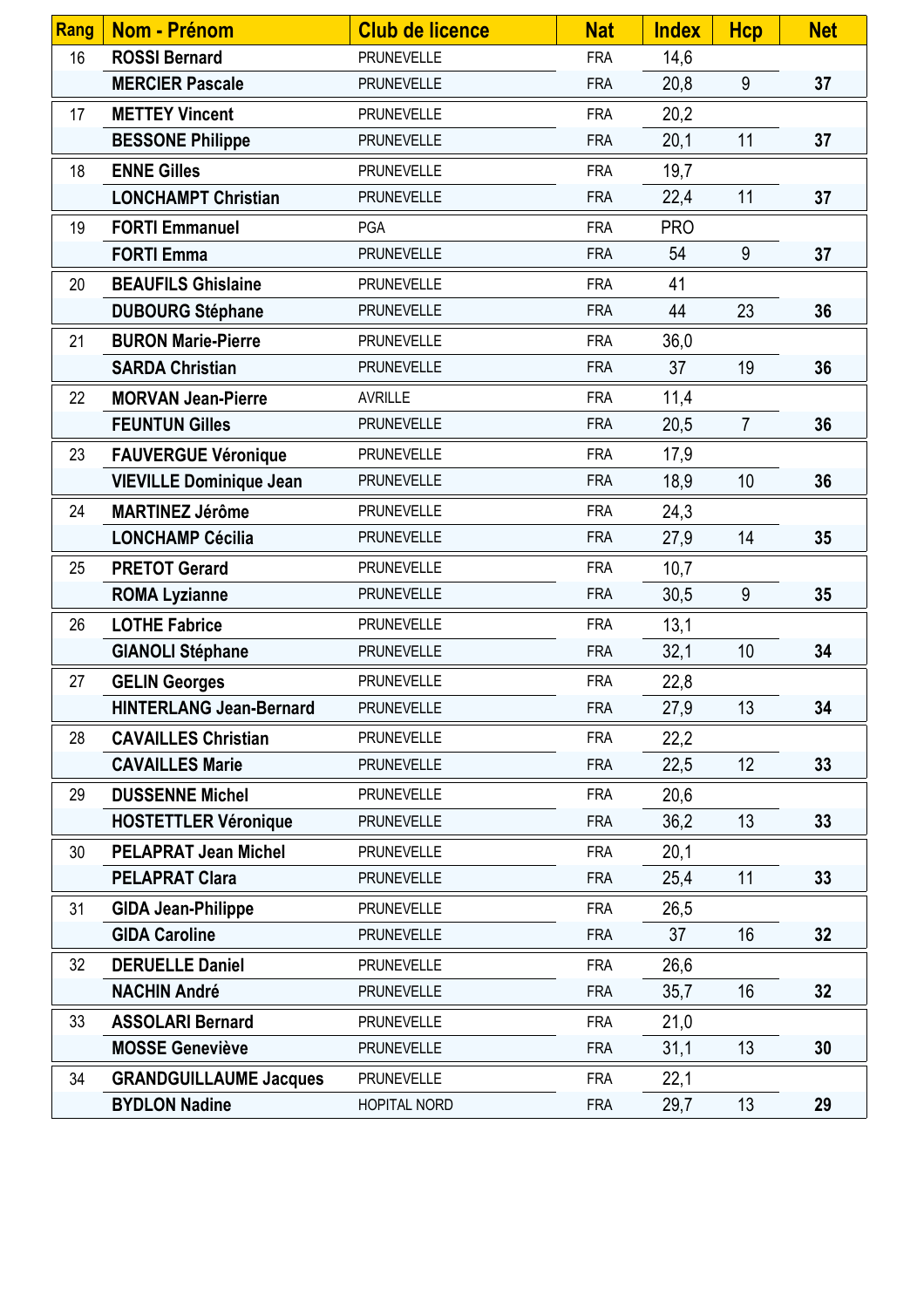| Rang | Nom - Prénom | Club de licence | Nat | Index | Hcp | Net |
|---|---|---|---|---|---|---|
| 16 | **ROSSI Bernard** | PRUNEVELLE | FRA | 14,6 | | |
| | **MERCIER Pascale** | PRUNEVELLE | FRA | 20,8 | 9 | **37** |
| 17 | **METTEY Vincent** | PRUNEVELLE | FRA | 20,2 | | |
| | **BESSONE Philippe** | PRUNEVELLE | FRA | 20,1 | 11 | **37** |
| 18 | **ENNE Gilles** | PRUNEVELLE | FRA | 19,7 | | |
| | **LONCHAMPT Christian** | PRUNEVELLE | FRA | 22,4 | 11 | **37** |
| 19 | **FORTI Emmanuel** | PGA | FRA | PRO | | |
| | **FORTI Emma** | PRUNEVELLE | FRA | 54 | 9 | **37** |
| 20 | **BEAUFILS Ghislaine** | PRUNEVELLE | FRA | 41 | | |
| | **DUBOURG Stéphane** | PRUNEVELLE | FRA | 44 | 23 | **36** |
| 21 | **BURON Marie-Pierre** | PRUNEVELLE | FRA | 36,0 | | |
| | **SARDA Christian** | PRUNEVELLE | FRA | 37 | 19 | **36** |
| 22 | **MORVAN Jean-Pierre** | AVRILLE | FRA | 11,4 | | |
| | **FEUNTUN Gilles** | PRUNEVELLE | FRA | 20,5 | 7 | **36** |
| 23 | **FAUVERGUE Véronique** | PRUNEVELLE | FRA | 17,9 | | |
| | **VIEVILLE Dominique Jean** | PRUNEVELLE | FRA | 18,9 | 10 | **36** |
| 24 | **MARTINEZ Jérôme** | PRUNEVELLE | FRA | 24,3 | | |
| | **LONCHAMP Cécilia** | PRUNEVELLE | FRA | 27,9 | 14 | **35** |
| 25 | **PRETOT Gerard** | PRUNEVELLE | FRA | 10,7 | | |
| | **ROMA Lyzianne** | PRUNEVELLE | FRA | 30,5 | 9 | **35** |
| 26 | **LOTHE Fabrice** | PRUNEVELLE | FRA | 13,1 | | |
| | **GIANOLI Stéphane** | PRUNEVELLE | FRA | 32,1 | 10 | **34** |
| 27 | **GELIN Georges** | PRUNEVELLE | FRA | 22,8 | | |
| | **HINTERLANG Jean-Bernard** | PRUNEVELLE | FRA | 27,9 | 13 | **34** |
| 28 | **CAVAILLES Christian** | PRUNEVELLE | FRA | 22,2 | | |
| | **CAVAILLES Marie** | PRUNEVELLE | FRA | 22,5 | 12 | **33** |
| 29 | **DUSSENNE Michel** | PRUNEVELLE | FRA | 20,6 | | |
| | **HOSTETTLER Véronique** | PRUNEVELLE | FRA | 36,2 | 13 | **33** |
| 30 | **PELAPRAT Jean Michel** | PRUNEVELLE | FRA | 20,1 | | |
| | **PELAPRAT Clara** | PRUNEVELLE | FRA | 25,4 | 11 | **33** |
| 31 | **GIDA Jean-Philippe** | PRUNEVELLE | FRA | 26,5 | | |
| | **GIDA Caroline** | PRUNEVELLE | FRA | 37 | 16 | **32** |
| 32 | **DERUELLE Daniel** | PRUNEVELLE | FRA | 26,6 | | |
| | **NACHIN André** | PRUNEVELLE | FRA | 35,7 | 16 | **32** |
| 33 | **ASSOLARI Bernard** | PRUNEVELLE | FRA | 21,0 | | |
| | **MOSSE Geneviève** | PRUNEVELLE | FRA | 31,1 | 13 | **30** |
| 34 | **GRANDGUILLAUME Jacques** | PRUNEVELLE | FRA | 22,1 | | |
| | **BYDLON Nadine** | HOPITAL NORD | FRA | 29,7 | 13 | **29** |